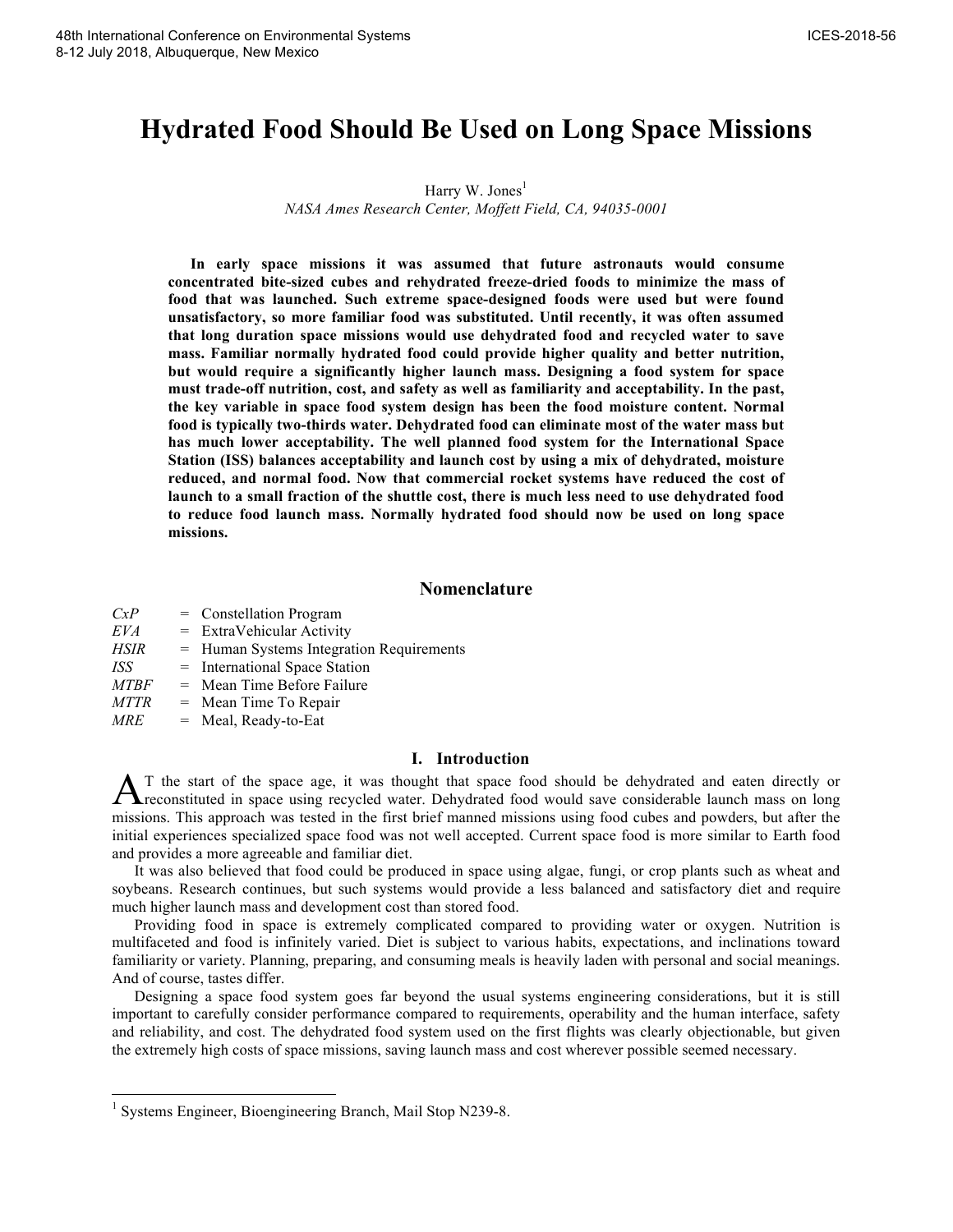# Hydrated Food Should Be Used on Long Space Missions

Harry W. Jones[1]

*NASA Ames Research Center, Moffett Field, CA, 94035-0001*

**In early space missions it was assumed that future astronauts would consume concentrated bite-sized cubes and rehydrated freeze-dried foods to minimize the mass of food that was launched. Such extreme space-designed foods were used but were found unsatisfactory, so more familiar food was substituted. Until recently, it was often assumed that long duration space missions would use dehydrated food and recycled water to save mass. Familiar normally hydrated food could provide higher quality and better nutrition, but would require a significantly higher launch mass. Designing a food system for space must trade-off nutrition, cost, and safety as well as familiarity and acceptability. In the past, the key variable in space food system design has been the food moisture content. Normal food is typically two-thirds water. Dehydrated food can eliminate most of the water mass but has much lower acceptability. The well planned food system for the International Space Station (ISS) balances acceptability and launch cost by using a mix of dehydrated, moisture reduced, and normal food. Now that commercial rocket systems have reduced the cost of launch to a small fraction of the shuttle cost, there is much less need to use dehydrated food to reduce food launch mass. Normally hydrated food should now be used on long space missions.**

## Nomenclature

*CxP* = Constellation Program
*EVA* = ExtraVehicular Activity
*HSIR* = Human Systems Integration Requirements
*ISS* = International Space Station
*MTBF* = Mean Time Before Failure
*MTTR* = Mean Time To Repair
*MRE* = Meal, Ready-to-Eat

## I. Introduction

AT the start of the space age, it was thought that space food should be dehydrated and eaten directly or reconstituted in space using recycled water. Dehydrated food would save considerable launch mass on long missions. This approach was tested in the first brief manned missions using food cubes and powders, but after the initial experiences specialized space food was not well accepted. Current space food is more similar to Earth food and provides a more agreeable and familiar diet.

It was also believed that food could be produced in space using algae, fungi, or crop plants such as wheat and soybeans. Research continues, but such systems would provide a less balanced and satisfactory diet and require much higher launch mass and development cost than stored food.

Providing food in space is extremely complicated compared to providing water or oxygen. Nutrition is multifaceted and food is infinitely varied. Diet is subject to various habits, expectations, and inclinations toward familiarity or variety. Planning, preparing, and consuming meals is heavily laden with personal and social meanings. And of course, tastes differ.

Designing a space food system goes far beyond the usual systems engineering considerations, but it is still important to carefully consider performance compared to requirements, operability and the human interface, safety and reliability, and cost. The dehydrated food system used on the first flights was clearly objectionable, but given the extremely high costs of space missions, saving launch mass and cost wherever possible seemed necessary.

[1] Systems Engineer, Bioengineering Branch, Mail Stop N239-8.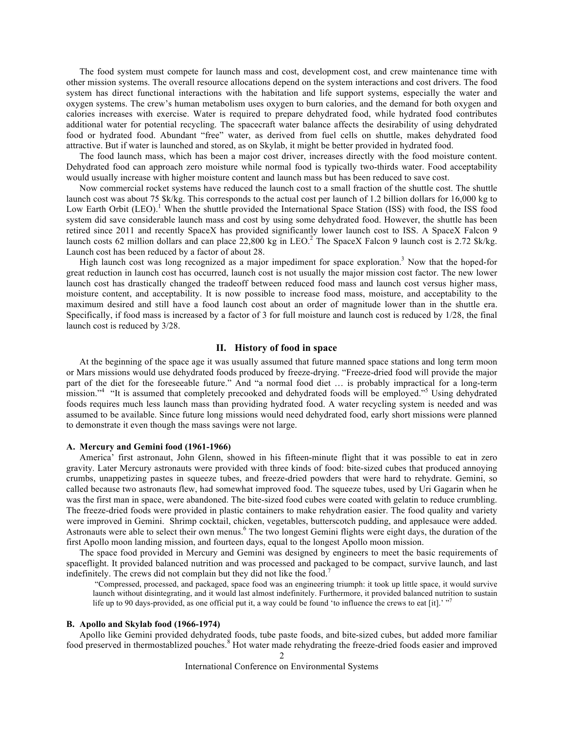The food system must compete for launch mass and cost, development cost, and crew maintenance time with other mission systems. The overall resource allocations depend on the system interactions and cost drivers. The food system has direct functional interactions with the habitation and life support systems, especially the water and oxygen systems. The crew's human metabolism uses oxygen to burn calories, and the demand for both oxygen and calories increases with exercise. Water is required to prepare dehydrated food, while hydrated food contributes additional water for potential recycling. The spacecraft water balance affects the desirability of using dehydrated food or hydrated food. Abundant "free" water, as derived from fuel cells on shuttle, makes dehydrated food attractive. But if water is launched and stored, as on Skylab, it might be better provided in hydrated food.

The food launch mass, which has been a major cost driver, increases directly with the food moisture content. Dehydrated food can approach zero moisture while normal food is typically two-thirds water. Food acceptability would usually increase with higher moisture content and launch mass but has been reduced to save cost.

Now commercial rocket systems have reduced the launch cost to a small fraction of the shuttle cost. The shuttle launch cost was about 75 $k/kg. This corresponds to the actual cost per launch of 1.2 billion dollars for 16,000 kg to Low Earth Orbit (LEO).[1] When the shuttle provided the International Space Station (ISS) with food, the ISS food system did save considerable launch mass and cost by using some dehydrated food. However, the shuttle has been retired since 2011 and recently SpaceX has provided significantly lower launch cost to ISS. A SpaceX Falcon 9 launch costs 62 million dollars and can place 22,800 kg in LEO.[2] The SpaceX Falcon 9 launch cost is 2.72 $k/kg. Launch cost has been reduced by a factor of about 28.

High launch cost was long recognized as a major impediment for space exploration.[3] Now that the hoped-for great reduction in launch cost has occurred, launch cost is not usually the major mission cost factor. The new lower launch cost has drastically changed the tradeoff between reduced food mass and launch cost versus higher mass, moisture content, and acceptability. It is now possible to increase food mass, moisture, and acceptability to the maximum desired and still have a food launch cost about an order of magnitude lower than in the shuttle era. Specifically, if food mass is increased by a factor of 3 for full moisture and launch cost is reduced by 1/28, the final launch cost is reduced by 3/28.

## II. History of food in space

At the beginning of the space age it was usually assumed that future manned space stations and long term moon or Mars missions would use dehydrated foods produced by freeze-drying. "Freeze-dried food will provide the major part of the diet for the foreseeable future." And "a normal food diet … is probably impractical for a long-term mission."[4] "It is assumed that completely precooked and dehydrated foods will be employed."[5] Using dehydrated foods requires much less launch mass than providing hydrated food. A water recycling system is needed and was assumed to be available. Since future long missions would need dehydrated food, early short missions were planned to demonstrate it even though the mass savings were not large.

### A. Mercury and Gemini food (1961-1966)

America' first astronaut, John Glenn, showed in his fifteen-minute flight that it was possible to eat in zero gravity. Later Mercury astronauts were provided with three kinds of food: bite-sized cubes that produced annoying crumbs, unappetizing pastes in squeeze tubes, and freeze-dried powders that were hard to rehydrate. Gemini, so called because two astronauts flew, had somewhat improved food. The squeeze tubes, used by Uri Gagarin when he was the first man in space, were abandoned. The bite-sized food cubes were coated with gelatin to reduce crumbling. The freeze-dried foods were provided in plastic containers to make rehydration easier. The food quality and variety were improved in Gemini. Shrimp cocktail, chicken, vegetables, butterscotch pudding, and applesauce were added. Astronauts were able to select their own menus.[6] The two longest Gemini flights were eight days, the duration of the first Apollo moon landing mission, and fourteen days, equal to the longest Apollo moon mission.

The space food provided in Mercury and Gemini was designed by engineers to meet the basic requirements of spaceflight. It provided balanced nutrition and was processed and packaged to be compact, survive launch, and last indefinitely. The crews did not complain but they did not like the food.[7]

> "Compressed, processed, and packaged, space food was an engineering triumph: it took up little space, it would survive launch without disintegrating, and it would last almost indefinitely. Furthermore, it provided balanced nutrition to sustain life up to 90 days-provided, as one official put it, a way could be found 'to influence the crews to eat [it].' "[7]

### B. Apollo and Skylab food (1966-1974)

Apollo like Gemini provided dehydrated foods, tube paste foods, and bite-sized cubes, but added more familiar food preserved in thermostablized pouches.[8] Hot water made rehydrating the freeze-dried foods easier and improved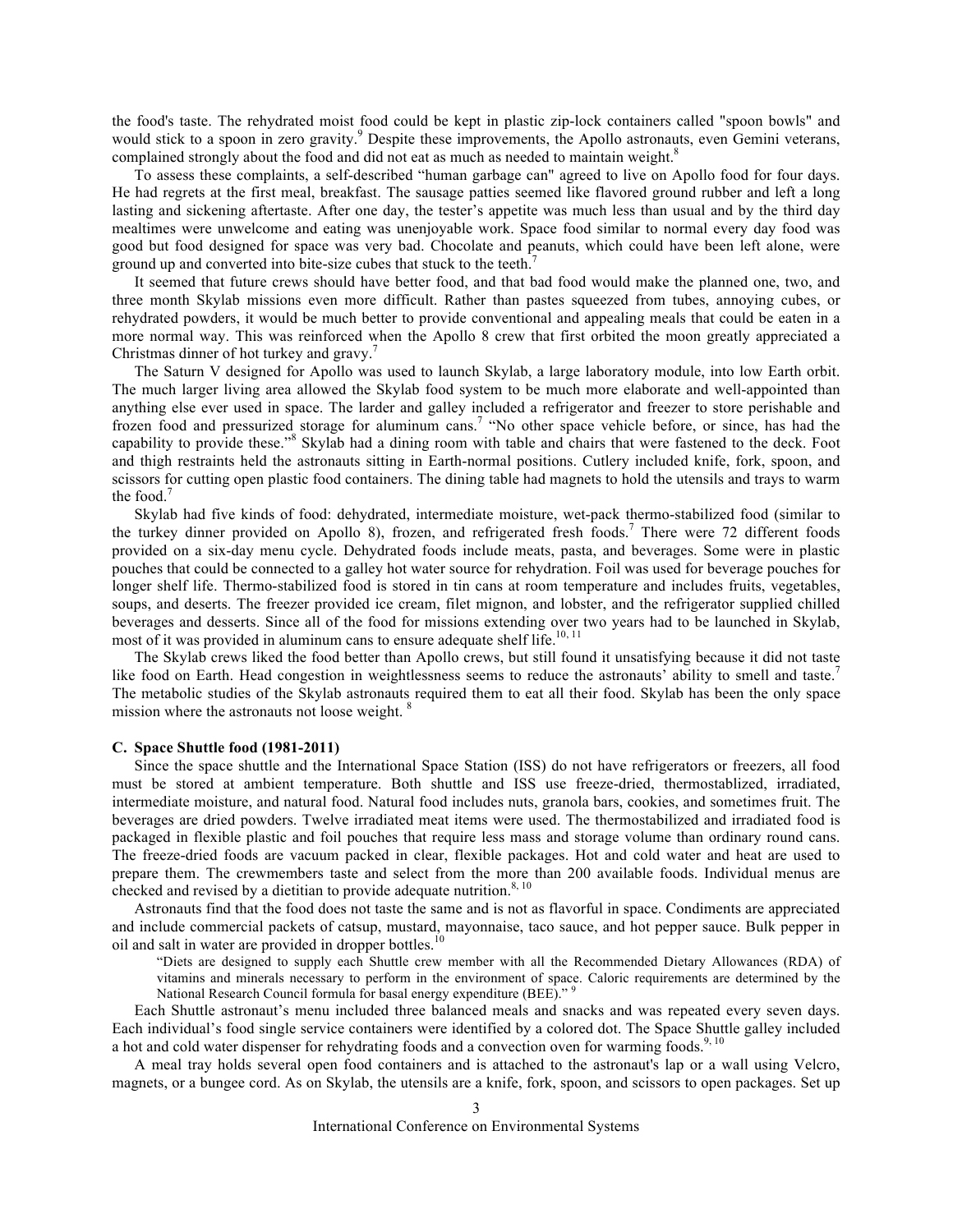the food's taste. The rehydrated moist food could be kept in plastic zip-lock containers called "spoon bowls" and would stick to a spoon in zero gravity.[9] Despite these improvements, the Apollo astronauts, even Gemini veterans, complained strongly about the food and did not eat as much as needed to maintain weight.[8]

To assess these complaints, a self-described "human garbage can" agreed to live on Apollo food for four days. He had regrets at the first meal, breakfast. The sausage patties seemed like flavored ground rubber and left a long lasting and sickening aftertaste. After one day, the tester's appetite was much less than usual and by the third day mealtimes were unwelcome and eating was unenjoyable work. Space food similar to normal every day food was good but food designed for space was very bad. Chocolate and peanuts, which could have been left alone, were ground up and converted into bite-size cubes that stuck to the teeth.[7]

It seemed that future crews should have better food, and that bad food would make the planned one, two, and three month Skylab missions even more difficult. Rather than pastes squeezed from tubes, annoying cubes, or rehydrated powders, it would be much better to provide conventional and appealing meals that could be eaten in a more normal way. This was reinforced when the Apollo 8 crew that first orbited the moon greatly appreciated a Christmas dinner of hot turkey and gravy.[7]

The Saturn V designed for Apollo was used to launch Skylab, a large laboratory module, into low Earth orbit. The much larger living area allowed the Skylab food system to be much more elaborate and well-appointed than anything else ever used in space. The larder and galley included a refrigerator and freezer to store perishable and frozen food and pressurized storage for aluminum cans.[7] "No other space vehicle before, or since, has had the capability to provide these."[8] Skylab had a dining room with table and chairs that were fastened to the deck. Foot and thigh restraints held the astronauts sitting in Earth-normal positions. Cutlery included knife, fork, spoon, and scissors for cutting open plastic food containers. The dining table had magnets to hold the utensils and trays to warm the food.[7]

Skylab had five kinds of food: dehydrated, intermediate moisture, wet-pack thermo-stabilized food (similar to the turkey dinner provided on Apollo 8), frozen, and refrigerated fresh foods.[7] There were 72 different foods provided on a six-day menu cycle. Dehydrated foods include meats, pasta, and beverages. Some were in plastic pouches that could be connected to a galley hot water source for rehydration. Foil was used for beverage pouches for longer shelf life. Thermo-stabilized food is stored in tin cans at room temperature and includes fruits, vegetables, soups, and deserts. The freezer provided ice cream, filet mignon, and lobster, and the refrigerator supplied chilled beverages and desserts. Since all of the food for missions extending over two years had to be launched in Skylab, most of it was provided in aluminum cans to ensure adequate shelf life.[10, 11]

The Skylab crews liked the food better than Apollo crews, but still found it unsatisfying because it did not taste like food on Earth. Head congestion in weightlessness seems to reduce the astronauts' ability to smell and taste.[7] The metabolic studies of the Skylab astronauts required them to eat all their food. Skylab has been the only space mission where the astronauts not loose weight. [8]

### C. Space Shuttle food (1981-2011)

Since the space shuttle and the International Space Station (ISS) do not have refrigerators or freezers, all food must be stored at ambient temperature. Both shuttle and ISS use freeze-dried, thermostablized, irradiated, intermediate moisture, and natural food. Natural food includes nuts, granola bars, cookies, and sometimes fruit. The beverages are dried powders. Twelve irradiated meat items were used. The thermostabilized and irradiated food is packaged in flexible plastic and foil pouches that require less mass and storage volume than ordinary round cans. The freeze-dried foods are vacuum packed in clear, flexible packages. Hot and cold water and heat are used to prepare them. The crewmembers taste and select from the more than 200 available foods. Individual menus are checked and revised by a dietitian to provide adequate nutrition.[8, 10]

Astronauts find that the food does not taste the same and is not as flavorful in space. Condiments are appreciated and include commercial packets of catsup, mustard, mayonnaise, taco sauce, and hot pepper sauce. Bulk pepper in oil and salt in water are provided in dropper bottles.[10]

> "Diets are designed to supply each Shuttle crew member with all the Recommended Dietary Allowances (RDA) of vitamins and minerals necessary to perform in the environment of space. Caloric requirements are determined by the National Research Council formula for basal energy expenditure (BEE)." [9]

Each Shuttle astronaut's menu included three balanced meals and snacks and was repeated every seven days. Each individual's food single service containers were identified by a colored dot. The Space Shuttle galley included a hot and cold water dispenser for rehydrating foods and a convection oven for warming foods.[9, 10]

A meal tray holds several open food containers and is attached to the astronaut's lap or a wall using Velcro, magnets, or a bungee cord. As on Skylab, the utensils are a knife, fork, spoon, and scissors to open packages. Set up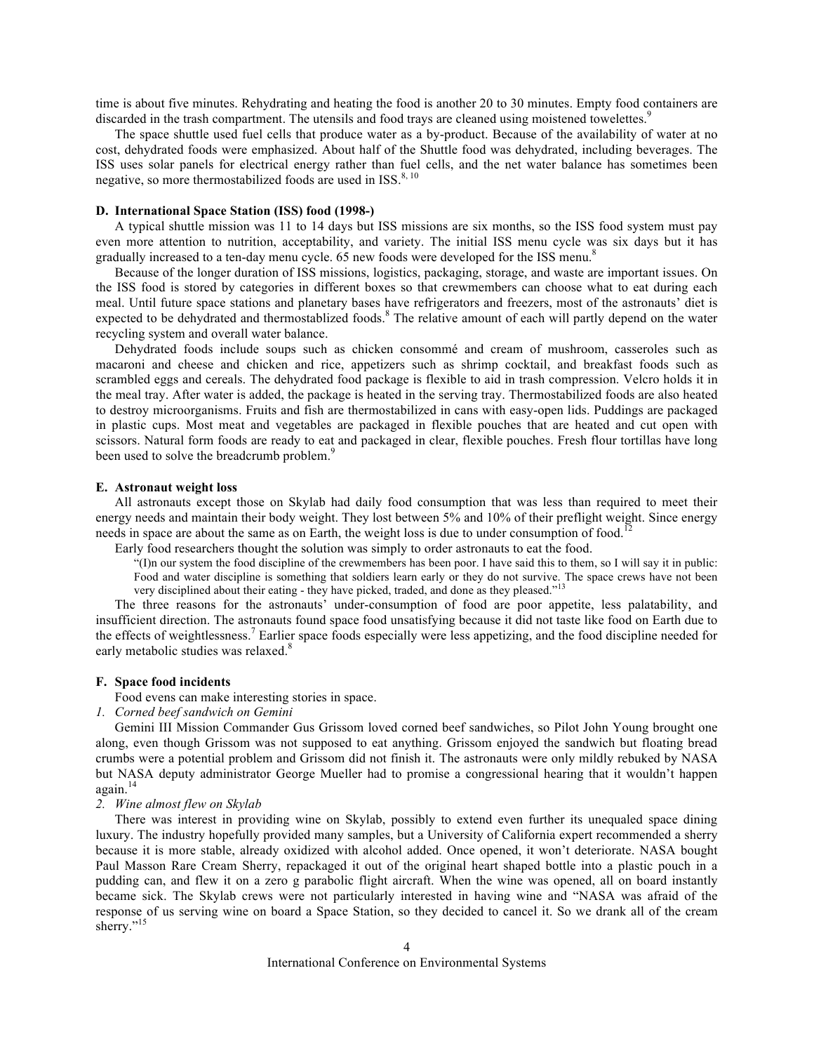time is about five minutes. Rehydrating and heating the food is another 20 to 30 minutes. Empty food containers are discarded in the trash compartment. The utensils and food trays are cleaned using moistened towelettes.[9]

The space shuttle used fuel cells that produce water as a by-product. Because of the availability of water at no cost, dehydrated foods were emphasized. About half of the Shuttle food was dehydrated, including beverages. The ISS uses solar panels for electrical energy rather than fuel cells, and the net water balance has sometimes been negative, so more thermostabilized foods are used in ISS.[8, 10]

### D. International Space Station (ISS) food (1998-)

A typical shuttle mission was 11 to 14 days but ISS missions are six months, so the ISS food system must pay even more attention to nutrition, acceptability, and variety. The initial ISS menu cycle was six days but it has gradually increased to a ten-day menu cycle. 65 new foods were developed for the ISS menu.[8]

Because of the longer duration of ISS missions, logistics, packaging, storage, and waste are important issues. On the ISS food is stored by categories in different boxes so that crewmembers can choose what to eat during each meal. Until future space stations and planetary bases have refrigerators and freezers, most of the astronauts' diet is expected to be dehydrated and thermostablized foods.[8] The relative amount of each will partly depend on the water recycling system and overall water balance.

Dehydrated foods include soups such as chicken consommé and cream of mushroom, casseroles such as macaroni and cheese and chicken and rice, appetizers such as shrimp cocktail, and breakfast foods such as scrambled eggs and cereals. The dehydrated food package is flexible to aid in trash compression. Velcro holds it in the meal tray. After water is added, the package is heated in the serving tray. Thermostabilized foods are also heated to destroy microorganisms. Fruits and fish are thermostabilized in cans with easy-open lids. Puddings are packaged in plastic cups. Most meat and vegetables are packaged in flexible pouches that are heated and cut open with scissors. Natural form foods are ready to eat and packaged in clear, flexible pouches. Fresh flour tortillas have long been used to solve the breadcrumb problem.[9]

### E. Astronaut weight loss

All astronauts except those on Skylab had daily food consumption that was less than required to meet their energy needs and maintain their body weight. They lost between 5% and 10% of their preflight weight. Since energy needs in space are about the same as on Earth, the weight loss is due to under consumption of food.[12]

Early food researchers thought the solution was simply to order astronauts to eat the food.

> "(I)n our system the food discipline of the crewmembers has been poor. I have said this to them, so I will say it in public: Food and water discipline is something that soldiers learn early or they do not survive. The space crews have not been very disciplined about their eating - they have picked, traded, and done as they pleased."[13]

The three reasons for the astronauts' under-consumption of food are poor appetite, less palatability, and insufficient direction. The astronauts found space food unsatisfying because it did not taste like food on Earth due to the effects of weightlessness.[7] Earlier space foods especially were less appetizing, and the food discipline needed for early metabolic studies was relaxed.[8]

### F. Space food incidents

Food evens can make interesting stories in space.

*1. Corned beef sandwich on Gemini*

Gemini III Mission Commander Gus Grissom loved corned beef sandwiches, so Pilot John Young brought one along, even though Grissom was not supposed to eat anything. Grissom enjoyed the sandwich but floating bread crumbs were a potential problem and Grissom did not finish it. The astronauts were only mildly rebuked by NASA but NASA deputy administrator George Mueller had to promise a congressional hearing that it wouldn't happen again.[14]

*2. Wine almost flew on Skylab*

There was interest in providing wine on Skylab, possibly to extend even further its unequaled space dining luxury. The industry hopefully provided many samples, but a University of California expert recommended a sherry because it is more stable, already oxidized with alcohol added. Once opened, it won't deteriorate. NASA bought Paul Masson Rare Cream Sherry, repackaged it out of the original heart shaped bottle into a plastic pouch in a pudding can, and flew it on a zero g parabolic flight aircraft. When the wine was opened, all on board instantly became sick. The Skylab crews were not particularly interested in having wine and "NASA was afraid of the response of us serving wine on board a Space Station, so they decided to cancel it. So we drank all of the cream sherry."[15]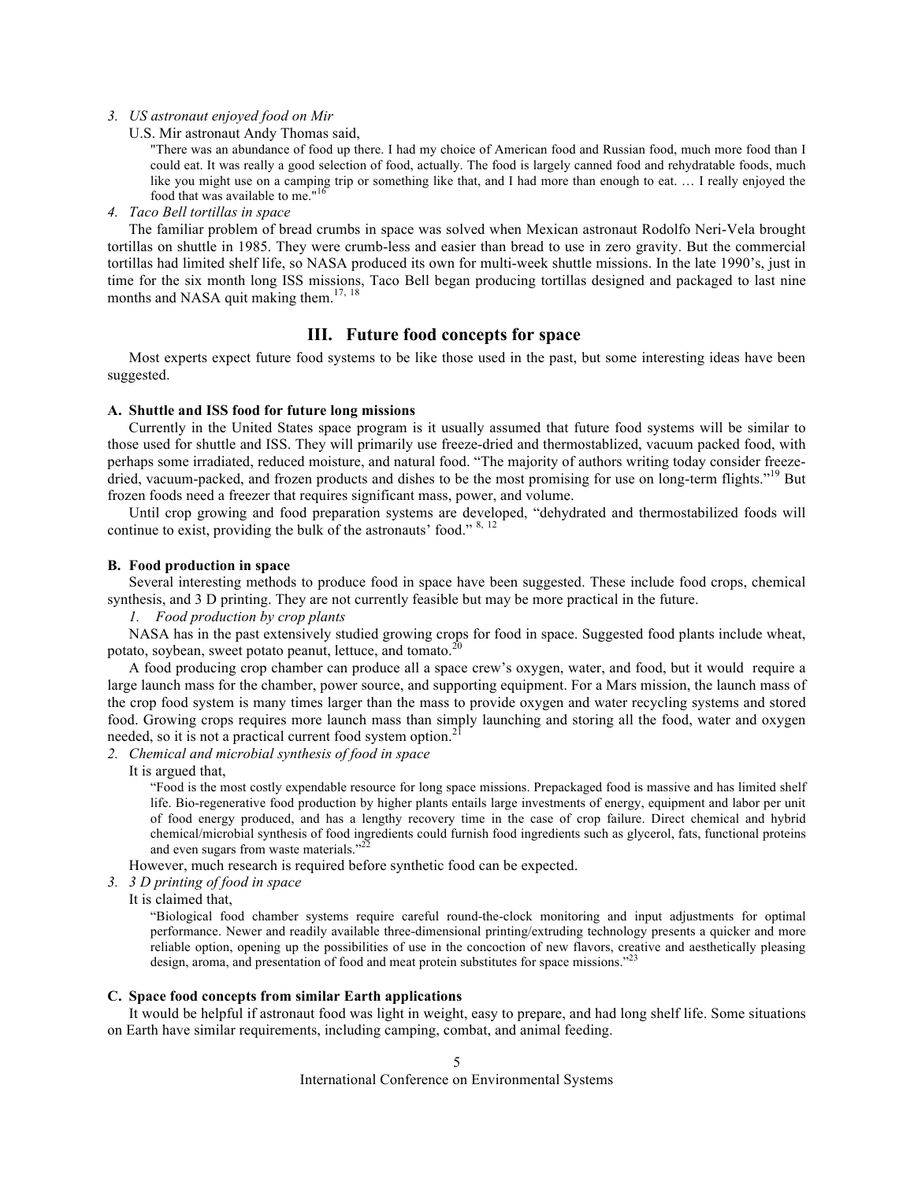*3. US astronaut enjoyed food on Mir*

U.S. Mir astronaut Andy Thomas said,

> "There was an abundance of food up there. I had my choice of American food and Russian food, much more food than I could eat. It was really a good selection of food, actually. The food is largely canned food and rehydratable foods, much like you might use on a camping trip or something like that, and I had more than enough to eat. … I really enjoyed the food that was available to me."[16]

*4. Taco Bell tortillas in space*

The familiar problem of bread crumbs in space was solved when Mexican astronaut Rodolfo Neri-Vela brought tortillas on shuttle in 1985. They were crumb-less and easier than bread to use in zero gravity. But the commercial tortillas had limited shelf life, so NASA produced its own for multi-week shuttle missions. In the late 1990's, just in time for the six month long ISS missions, Taco Bell began producing tortillas designed and packaged to last nine months and NASA quit making them.[17, 18]

## III. Future food concepts for space

Most experts expect future food systems to be like those used in the past, but some interesting ideas have been suggested.

### A. Shuttle and ISS food for future long missions

Currently in the United States space program is it usually assumed that future food systems will be similar to those used for shuttle and ISS. They will primarily use freeze-dried and thermostablized, vacuum packed food, with perhaps some irradiated, reduced moisture, and natural food. "The majority of authors writing today consider freeze-dried, vacuum-packed, and frozen products and dishes to be the most promising for use on long-term flights."[19] But frozen foods need a freezer that requires significant mass, power, and volume.

Until crop growing and food preparation systems are developed, "dehydrated and thermostabilized foods will continue to exist, providing the bulk of the astronauts' food." [8, 12]

### B. Food production in space

Several interesting methods to produce food in space have been suggested. These include food crops, chemical synthesis, and 3 D printing. They are not currently feasible but may be more practical in the future.

*1. Food production by crop plants*

NASA has in the past extensively studied growing crops for food in space. Suggested food plants include wheat, potato, soybean, sweet potato peanut, lettuce, and tomato.[20]

A food producing crop chamber can produce all a space crew's oxygen, water, and food, but it would require a large launch mass for the chamber, power source, and supporting equipment. For a Mars mission, the launch mass of the crop food system is many times larger than the mass to provide oxygen and water recycling systems and stored food. Growing crops requires more launch mass than simply launching and storing all the food, water and oxygen needed, so it is not a practical current food system option.[21]

*2. Chemical and microbial synthesis of food in space*

It is argued that,

> "Food is the most costly expendable resource for long space missions. Prepackaged food is massive and has limited shelf life. Bio-regenerative food production by higher plants entails large investments of energy, equipment and labor per unit of food energy produced, and has a lengthy recovery time in the case of crop failure. Direct chemical and hybrid chemical/microbial synthesis of food ingredients could furnish food ingredients such as glycerol, fats, functional proteins and even sugars from waste materials."[22]

However, much research is required before synthetic food can be expected.

*3. 3 D printing of food in space*

It is claimed that,

> "Biological food chamber systems require careful round-the-clock monitoring and input adjustments for optimal performance. Newer and readily available three-dimensional printing/extruding technology presents a quicker and more reliable option, opening up the possibilities of use in the concoction of new flavors, creative and aesthetically pleasing design, aroma, and presentation of food and meat protein substitutes for space missions."[23]

### C. Space food concepts from similar Earth applications

It would be helpful if astronaut food was light in weight, easy to prepare, and had long shelf life. Some situations on Earth have similar requirements, including camping, combat, and animal feeding.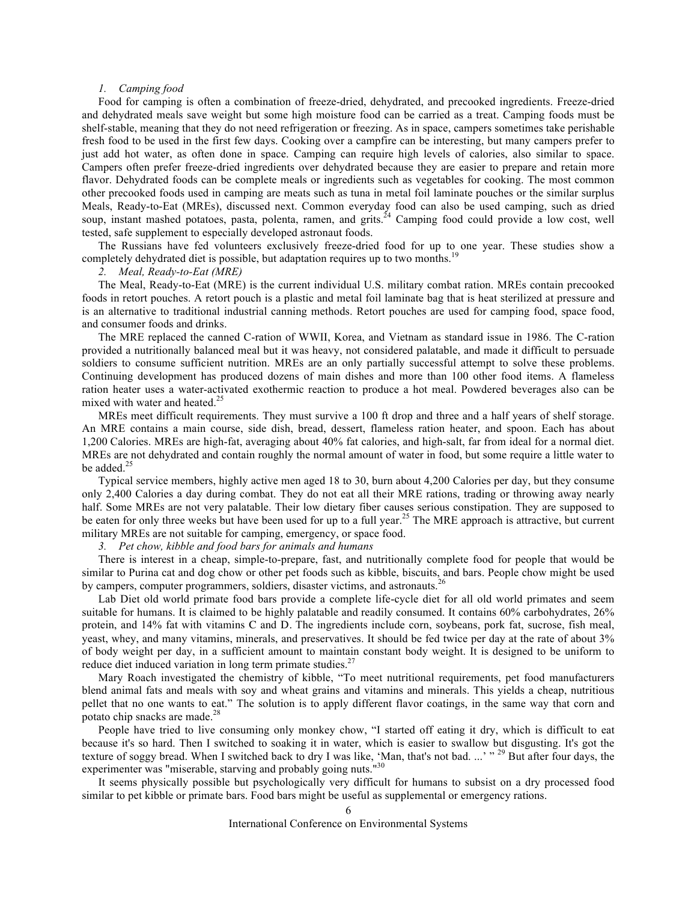### *1. Camping food*

Food for camping is often a combination of freeze-dried, dehydrated, and precooked ingredients. Freeze-dried and dehydrated meals save weight but some high moisture food can be carried as a treat. Camping foods must be shelf-stable, meaning that they do not need refrigeration or freezing. As in space, campers sometimes take perishable fresh food to be used in the first few days. Cooking over a campfire can be interesting, but many campers prefer to just add hot water, as often done in space. Camping can require high levels of calories, also similar to space. Campers often prefer freeze-dried ingredients over dehydrated because they are easier to prepare and retain more flavor. Dehydrated foods can be complete meals or ingredients such as vegetables for cooking. The most common other precooked foods used in camping are meats such as tuna in metal foil laminate pouches or the similar surplus Meals, Ready-to-Eat (MREs), discussed next. Common everyday food can also be used camping, such as dried soup, instant mashed potatoes, pasta, polenta, ramen, and grits.[24] Camping food could provide a low cost, well tested, safe supplement to especially developed astronaut foods.

The Russians have fed volunteers exclusively freeze-dried food for up to one year. These studies show a completely dehydrated diet is possible, but adaptation requires up to two months.[19]

### *2. Meal, Ready-to-Eat (MRE)*

The Meal, Ready-to-Eat (MRE) is the current individual U.S. military combat ration. MREs contain precooked foods in retort pouches. A retort pouch is a plastic and metal foil laminate bag that is heat sterilized at pressure and is an alternative to traditional industrial canning methods. Retort pouches are used for camping food, space food, and consumer foods and drinks.

The MRE replaced the canned C-ration of WWII, Korea, and Vietnam as standard issue in 1986. The C-ration provided a nutritionally balanced meal but it was heavy, not considered palatable, and made it difficult to persuade soldiers to consume sufficient nutrition. MREs are an only partially successful attempt to solve these problems. Continuing development has produced dozens of main dishes and more than 100 other food items. A flameless ration heater uses a water-activated exothermic reaction to produce a hot meal. Powdered beverages also can be mixed with water and heated.[25]

MREs meet difficult requirements. They must survive a 100 ft drop and three and a half years of shelf storage. An MRE contains a main course, side dish, bread, dessert, flameless ration heater, and spoon. Each has about 1,200 Calories. MREs are high-fat, averaging about 40% fat calories, and high-salt, far from ideal for a normal diet. MREs are not dehydrated and contain roughly the normal amount of water in food, but some require a little water to be added.[25]

Typical service members, highly active men aged 18 to 30, burn about 4,200 Calories per day, but they consume only 2,400 Calories a day during combat. They do not eat all their MRE rations, trading or throwing away nearly half. Some MREs are not very palatable. Their low dietary fiber causes serious constipation. They are supposed to be eaten for only three weeks but have been used for up to a full year.[25] The MRE approach is attractive, but current military MREs are not suitable for camping, emergency, or space food.

### *3. Pet chow, kibble and food bars for animals and humans*

There is interest in a cheap, simple-to-prepare, fast, and nutritionally complete food for people that would be similar to Purina cat and dog chow or other pet foods such as kibble, biscuits, and bars. People chow might be used by campers, computer programmers, soldiers, disaster victims, and astronauts.[26]

Lab Diet old world primate food bars provide a complete life-cycle diet for all old world primates and seem suitable for humans. It is claimed to be highly palatable and readily consumed. It contains 60% carbohydrates, 26% protein, and 14% fat with vitamins C and D. The ingredients include corn, soybeans, pork fat, sucrose, fish meal, yeast, whey, and many vitamins, minerals, and preservatives. It should be fed twice per day at the rate of about 3% of body weight per day, in a sufficient amount to maintain constant body weight. It is designed to be uniform to reduce diet induced variation in long term primate studies.[27]

Mary Roach investigated the chemistry of kibble, "To meet nutritional requirements, pet food manufacturers blend animal fats and meals with soy and wheat grains and vitamins and minerals. This yields a cheap, nutritious pellet that no one wants to eat." The solution is to apply different flavor coatings, in the same way that corn and potato chip snacks are made.[28]

People have tried to live consuming only monkey chow, "I started off eating it dry, which is difficult to eat because it's so hard. Then I switched to soaking it in water, which is easier to swallow but disgusting. It's got the texture of soggy bread. When I switched back to dry I was like, 'Man, that's not bad. ...' "[29] But after four days, the experimenter was "miserable, starving and probably going nuts."[30]

It seems physically possible but psychologically very difficult for humans to subsist on a dry processed food similar to pet kibble or primate bars. Food bars might be useful as supplemental or emergency rations.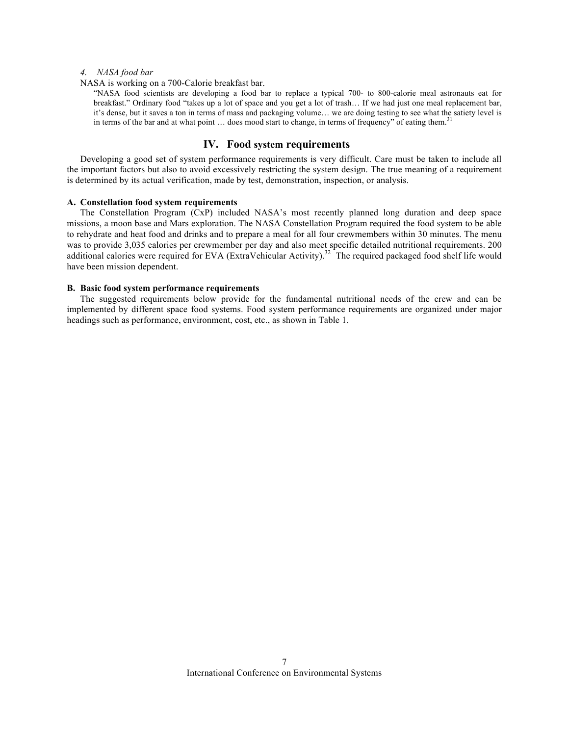#### 4. NASA food bar

NASA is working on a 700-Calorie breakfast bar.

> "NASA food scientists are developing a food bar to replace a typical 700- to 800-calorie meal astronauts eat for breakfast." Ordinary food "takes up a lot of space and you get a lot of trash… If we had just one meal replacement bar, it's dense, but it saves a ton in terms of mass and packaging volume… we are doing testing to see what the satiety level is in terms of the bar and at what point … does mood start to change, in terms of frequency" of eating them.[31]

## IV. Food system requirements

Developing a good set of system performance requirements is very difficult. Care must be taken to include all the important factors but also to avoid excessively restricting the system design. The true meaning of a requirement is determined by its actual verification, made by test, demonstration, inspection, or analysis.

### A. Constellation food system requirements

The Constellation Program (CxP) included NASA's most recently planned long duration and deep space missions, a moon base and Mars exploration. The NASA Constellation Program required the food system to be able to rehydrate and heat food and drinks and to prepare a meal for all four crewmembers within 30 minutes. The menu was to provide 3,035 calories per crewmember per day and also meet specific detailed nutritional requirements. 200 additional calories were required for EVA (ExtraVehicular Activity).[32] The required packaged food shelf life would have been mission dependent.

### B. Basic food system performance requirements

The suggested requirements below provide for the fundamental nutritional needs of the crew and can be implemented by different space food systems. Food system performance requirements are organized under major headings such as performance, environment, cost, etc., as shown in Table 1.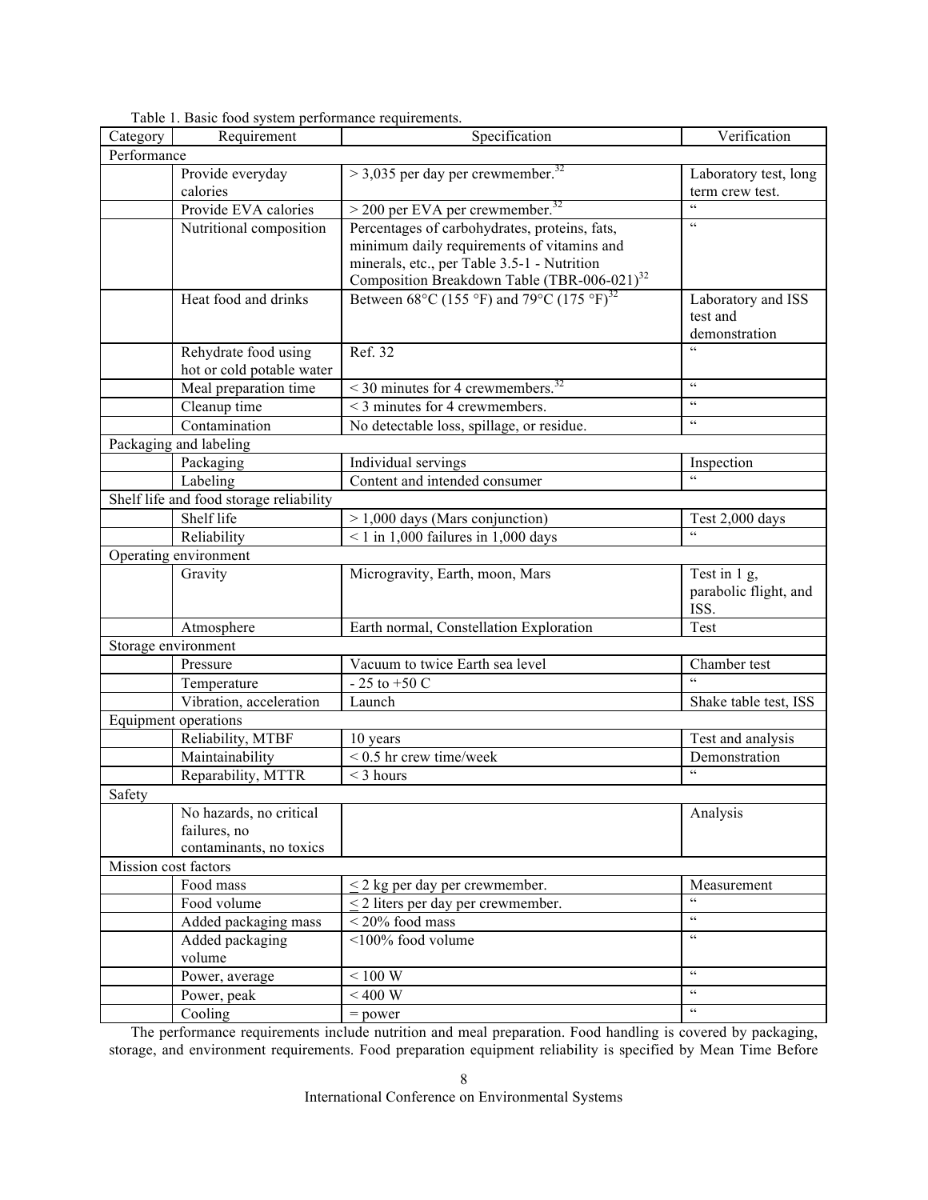Table 1. Basic food system performance requirements.

| Category | Requirement | Specification | Verification |
|---|---|---|---|
| Performance | | | |
| | Provide everyday calories | > 3,035 per day per crewmember.[32] | Laboratory test, long term crew test. |
| | Provide EVA calories | > 200 per EVA per crewmember.[32] | " |
| | Nutritional composition | Percentages of carbohydrates, proteins, fats, minimum daily requirements of vitamins and minerals, etc., per Table 3.5-1 - Nutrition Composition Breakdown Table (TBR-006-021)[32] | " |
| | Heat food and drinks | Between 68°C (155 °F) and 79°C (175 °F)[32] | Laboratory and ISS test and demonstration |
| | Rehydrate food using hot or cold potable water | Ref. 32 | " |
| | Meal preparation time | < 30 minutes for 4 crewmembers.[32] | " |
| | Cleanup time | < 3 minutes for 4 crewmembers. | " |
| | Contamination | No detectable loss, spillage, or residue. | " |
| Packaging and labeling | | | |
| | Packaging | Individual servings | Inspection |
| | Labeling | Content and intended consumer | " |
| Shelf life and food storage reliability | | | |
| | Shelf life | > 1,000 days (Mars conjunction) | Test 2,000 days |
| | Reliability | < 1 in 1,000 failures in 1,000 days | " |
| Operating environment | | | |
| | Gravity | Microgravity, Earth, moon, Mars | Test in 1 g, parabolic flight, and ISS. |
| | Atmosphere | Earth normal, Constellation Exploration | Test |
| Storage environment | | | |
| | Pressure | Vacuum to twice Earth sea level | Chamber test |
| | Temperature | - 25 to +50 C | " |
| | Vibration, acceleration | Launch | Shake table test, ISS |
| Equipment operations | | | |
| | Reliability, MTBF | 10 years | Test and analysis |
| | Maintainability | < 0.5 hr crew time/week | Demonstration |
| | Reparability, MTTR | < 3 hours | " |
| Safety | | | |
| | No hazards, no critical failures, no contaminants, no toxics | | Analysis |
| Mission cost factors | | | |
| | Food mass | ≤ 2 kg per day per crewmember. | Measurement |
| | Food volume | ≤ 2 liters per day per crewmember. | " |
| | Added packaging mass | < 20% food mass | " |
| | Added packaging volume | <100% food volume | " |
| | Power, average | < 100 W | " |
| | Power, peak | < 400 W | " |
| | Cooling | = power | " |

The performance requirements include nutrition and meal preparation. Food handling is covered by packaging, storage, and environment requirements. Food preparation equipment reliability is specified by Mean Time Before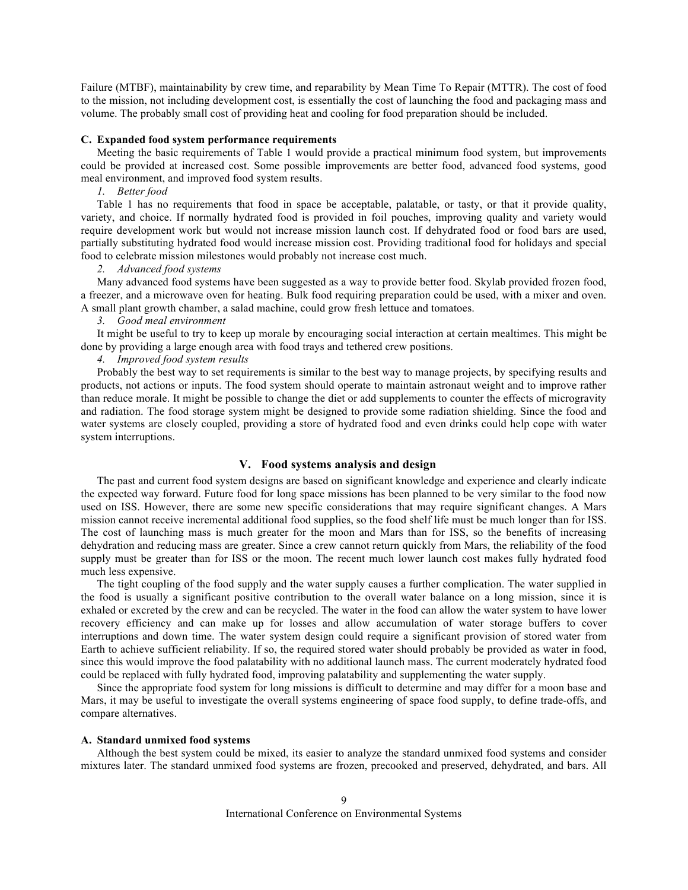Failure (MTBF), maintainability by crew time, and reparability by Mean Time To Repair (MTTR). The cost of food to the mission, not including development cost, is essentially the cost of launching the food and packaging mass and volume. The probably small cost of providing heat and cooling for food preparation should be included.

### C. Expanded food system performance requirements

Meeting the basic requirements of Table 1 would provide a practical minimum food system, but improvements could be provided at increased cost. Some possible improvements are better food, advanced food systems, good meal environment, and improved food system results.

*1. Better food*

Table 1 has no requirements that food in space be acceptable, palatable, or tasty, or that it provide quality, variety, and choice. If normally hydrated food is provided in foil pouches, improving quality and variety would require development work but would not increase mission launch cost. If dehydrated food or food bars are used, partially substituting hydrated food would increase mission cost. Providing traditional food for holidays and special food to celebrate mission milestones would probably not increase cost much.

*2. Advanced food systems*

Many advanced food systems have been suggested as a way to provide better food. Skylab provided frozen food, a freezer, and a microwave oven for heating. Bulk food requiring preparation could be used, with a mixer and oven. A small plant growth chamber, a salad machine, could grow fresh lettuce and tomatoes.

*3. Good meal environment*

It might be useful to try to keep up morale by encouraging social interaction at certain mealtimes. This might be done by providing a large enough area with food trays and tethered crew positions.

*4. Improved food system results*

Probably the best way to set requirements is similar to the best way to manage projects, by specifying results and products, not actions or inputs. The food system should operate to maintain astronaut weight and to improve rather than reduce morale. It might be possible to change the diet or add supplements to counter the effects of microgravity and radiation. The food storage system might be designed to provide some radiation shielding. Since the food and water systems are closely coupled, providing a store of hydrated food and even drinks could help cope with water system interruptions.

## V. Food systems analysis and design

The past and current food system designs are based on significant knowledge and experience and clearly indicate the expected way forward. Future food for long space missions has been planned to be very similar to the food now used on ISS. However, there are some new specific considerations that may require significant changes. A Mars mission cannot receive incremental additional food supplies, so the food shelf life must be much longer than for ISS. The cost of launching mass is much greater for the moon and Mars than for ISS, so the benefits of increasing dehydration and reducing mass are greater. Since a crew cannot return quickly from Mars, the reliability of the food supply must be greater than for ISS or the moon. The recent much lower launch cost makes fully hydrated food much less expensive.

The tight coupling of the food supply and the water supply causes a further complication. The water supplied in the food is usually a significant positive contribution to the overall water balance on a long mission, since it is exhaled or excreted by the crew and can be recycled. The water in the food can allow the water system to have lower recovery efficiency and can make up for losses and allow accumulation of water storage buffers to cover interruptions and down time. The water system design could require a significant provision of stored water from Earth to achieve sufficient reliability. If so, the required stored water should probably be provided as water in food, since this would improve the food palatability with no additional launch mass. The current moderately hydrated food could be replaced with fully hydrated food, improving palatability and supplementing the water supply.

Since the appropriate food system for long missions is difficult to determine and may differ for a moon base and Mars, it may be useful to investigate the overall systems engineering of space food supply, to define trade-offs, and compare alternatives.

### A. Standard unmixed food systems

Although the best system could be mixed, its easier to analyze the standard unmixed food systems and consider mixtures later. The standard unmixed food systems are frozen, precooked and preserved, dehydrated, and bars. All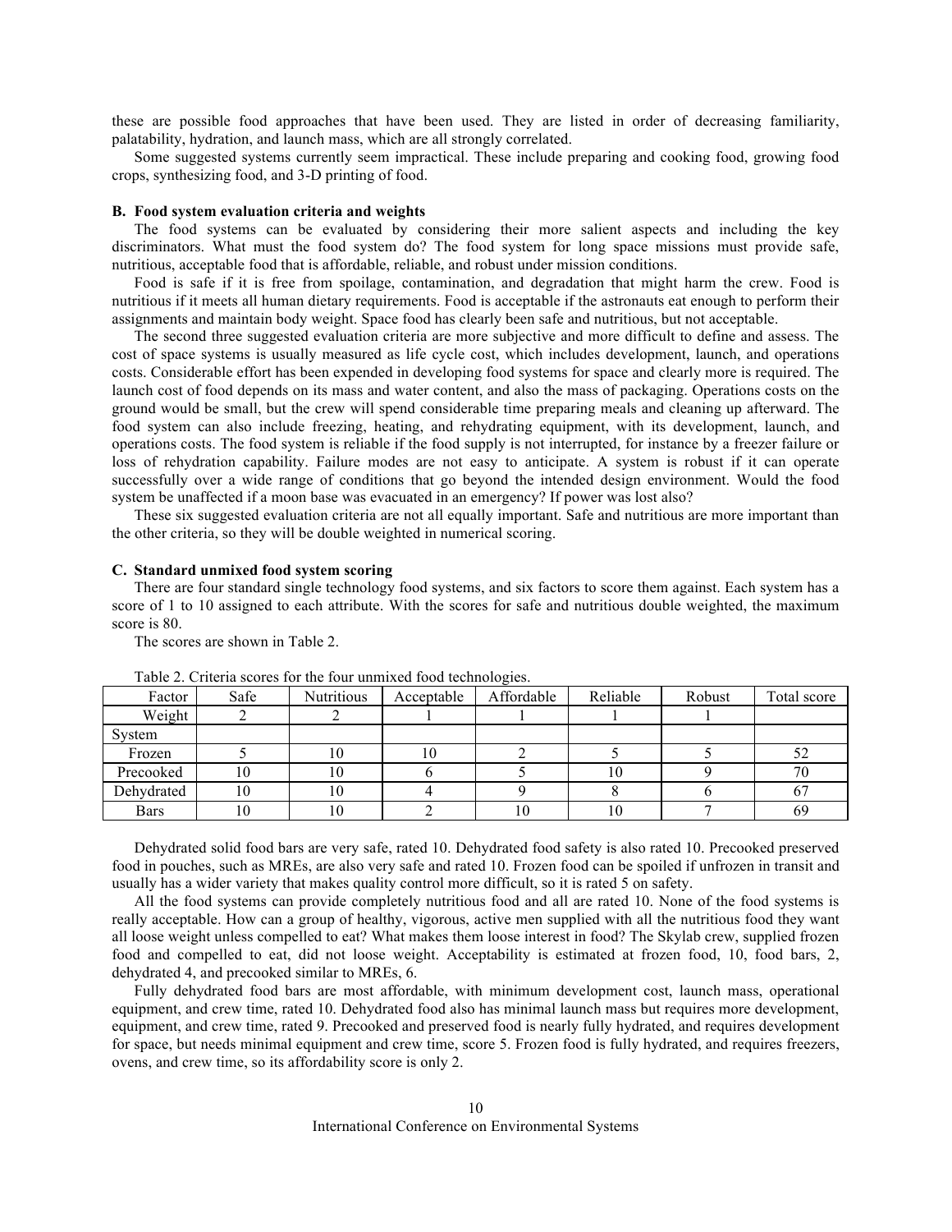these are possible food approaches that have been used. They are listed in order of decreasing familiarity, palatability, hydration, and launch mass, which are all strongly correlated.

Some suggested systems currently seem impractical. These include preparing and cooking food, growing food crops, synthesizing food, and 3-D printing of food.

### B. Food system evaluation criteria and weights

The food systems can be evaluated by considering their more salient aspects and including the key discriminators. What must the food system do? The food system for long space missions must provide safe, nutritious, acceptable food that is affordable, reliable, and robust under mission conditions.

Food is safe if it is free from spoilage, contamination, and degradation that might harm the crew. Food is nutritious if it meets all human dietary requirements. Food is acceptable if the astronauts eat enough to perform their assignments and maintain body weight. Space food has clearly been safe and nutritious, but not acceptable.

The second three suggested evaluation criteria are more subjective and more difficult to define and assess. The cost of space systems is usually measured as life cycle cost, which includes development, launch, and operations costs. Considerable effort has been expended in developing food systems for space and clearly more is required. The launch cost of food depends on its mass and water content, and also the mass of packaging. Operations costs on the ground would be small, but the crew will spend considerable time preparing meals and cleaning up afterward. The food system can also include freezing, heating, and rehydrating equipment, with its development, launch, and operations costs. The food system is reliable if the food supply is not interrupted, for instance by a freezer failure or loss of rehydration capability. Failure modes are not easy to anticipate. A system is robust if it can operate successfully over a wide range of conditions that go beyond the intended design environment. Would the food system be unaffected if a moon base was evacuated in an emergency? If power was lost also?

These six suggested evaluation criteria are not all equally important. Safe and nutritious are more important than the other criteria, so they will be double weighted in numerical scoring.

### C. Standard unmixed food system scoring

There are four standard single technology food systems, and six factors to score them against. Each system has a score of 1 to 10 assigned to each attribute. With the scores for safe and nutritious double weighted, the maximum score is 80.

The scores are shown in Table 2.

Table 2. Criteria scores for the four unmixed food technologies.

| Factor | Safe | Nutritious | Acceptable | Affordable | Reliable | Robust | Total score |
|---|---|---|---|---|---|---|---|
| Weight | 2 | 2 | 1 | 1 | 1 | 1 | |
| System | | | | | | | |
| Frozen | 5 | 10 | 10 | 2 | 5 | 5 | 52 |
| Precooked | 10 | 10 | 6 | 5 | 10 | 9 | 70 |
| Dehydrated | 10 | 10 | 4 | 9 | 8 | 6 | 67 |
| Bars | 10 | 10 | 2 | 10 | 10 | 7 | 69 |

Dehydrated solid food bars are very safe, rated 10. Dehydrated food safety is also rated 10. Precooked preserved food in pouches, such as MREs, are also very safe and rated 10. Frozen food can be spoiled if unfrozen in transit and usually has a wider variety that makes quality control more difficult, so it is rated 5 on safety.

All the food systems can provide completely nutritious food and all are rated 10. None of the food systems is really acceptable. How can a group of healthy, vigorous, active men supplied with all the nutritious food they want all loose weight unless compelled to eat? What makes them loose interest in food? The Skylab crew, supplied frozen food and compelled to eat, did not loose weight. Acceptability is estimated at frozen food, 10, food bars, 2, dehydrated 4, and precooked similar to MREs, 6.

Fully dehydrated food bars are most affordable, with minimum development cost, launch mass, operational equipment, and crew time, rated 10. Dehydrated food also has minimal launch mass but requires more development, equipment, and crew time, rated 9. Precooked and preserved food is nearly fully hydrated, and requires development for space, but needs minimal equipment and crew time, score 5. Frozen food is fully hydrated, and requires freezers, ovens, and crew time, so its affordability score is only 2.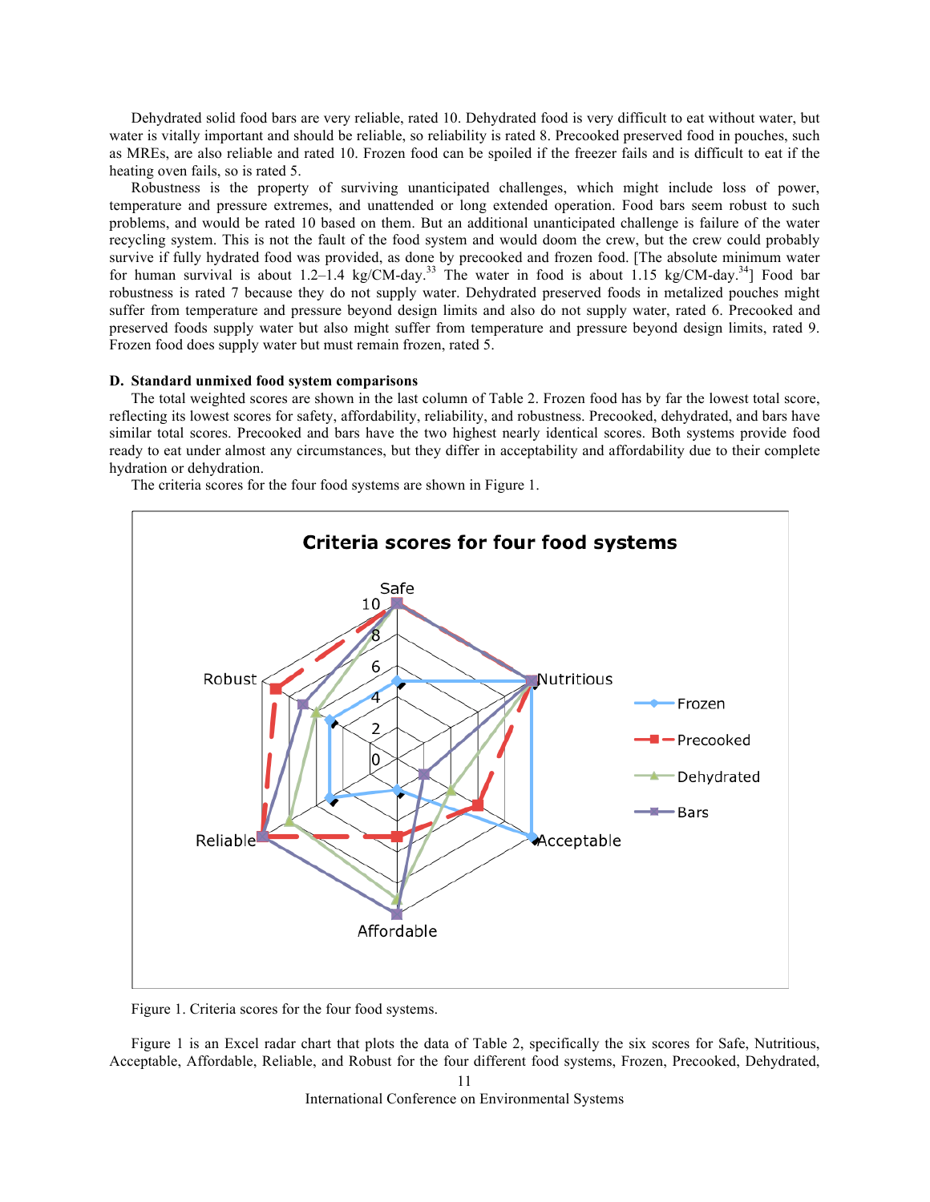Dehydrated solid food bars are very reliable, rated 10. Dehydrated food is very difficult to eat without water, but water is vitally important and should be reliable, so reliability is rated 8. Precooked preserved food in pouches, such as MREs, are also reliable and rated 10. Frozen food can be spoiled if the freezer fails and is difficult to eat if the heating oven fails, so is rated 5.

Robustness is the property of surviving unanticipated challenges, which might include loss of power, temperature and pressure extremes, and unattended or long extended operation. Food bars seem robust to such problems, and would be rated 10 based on them. But an additional unanticipated challenge is failure of the water recycling system. This is not the fault of the food system and would doom the crew, but the crew could probably survive if fully hydrated food was provided, as done by precooked and frozen food. [The absolute minimum water for human survival is about 1.2–1.4 kg/CM-day.[33] The water in food is about 1.15 kg/CM-day.[34]] Food bar robustness is rated 7 because they do not supply water. Dehydrated preserved foods in metalized pouches might suffer from temperature and pressure beyond design limits and also do not supply water, rated 6. Precooked and preserved foods supply water but also might suffer from temperature and pressure beyond design limits, rated 9. Frozen food does supply water but must remain frozen, rated 5.

### D. Standard unmixed food system comparisons

The total weighted scores are shown in the last column of Table 2. Frozen food has by far the lowest total score, reflecting its lowest scores for safety, affordability, reliability, and robustness. Precooked, dehydrated, and bars have similar total scores. Precooked and bars have the two highest nearly identical scores. Both systems provide food ready to eat under almost any circumstances, but they differ in acceptability and affordability due to their complete hydration or dehydration.

The criteria scores for the four food systems are shown in Figure 1.

Figure 1. Criteria scores for the four food systems.

Figure 1 is an Excel radar chart that plots the data of Table 2, specifically the six scores for Safe, Nutritious, Acceptable, Affordable, Reliable, and Robust for the four different food systems, Frozen, Precooked, Dehydrated,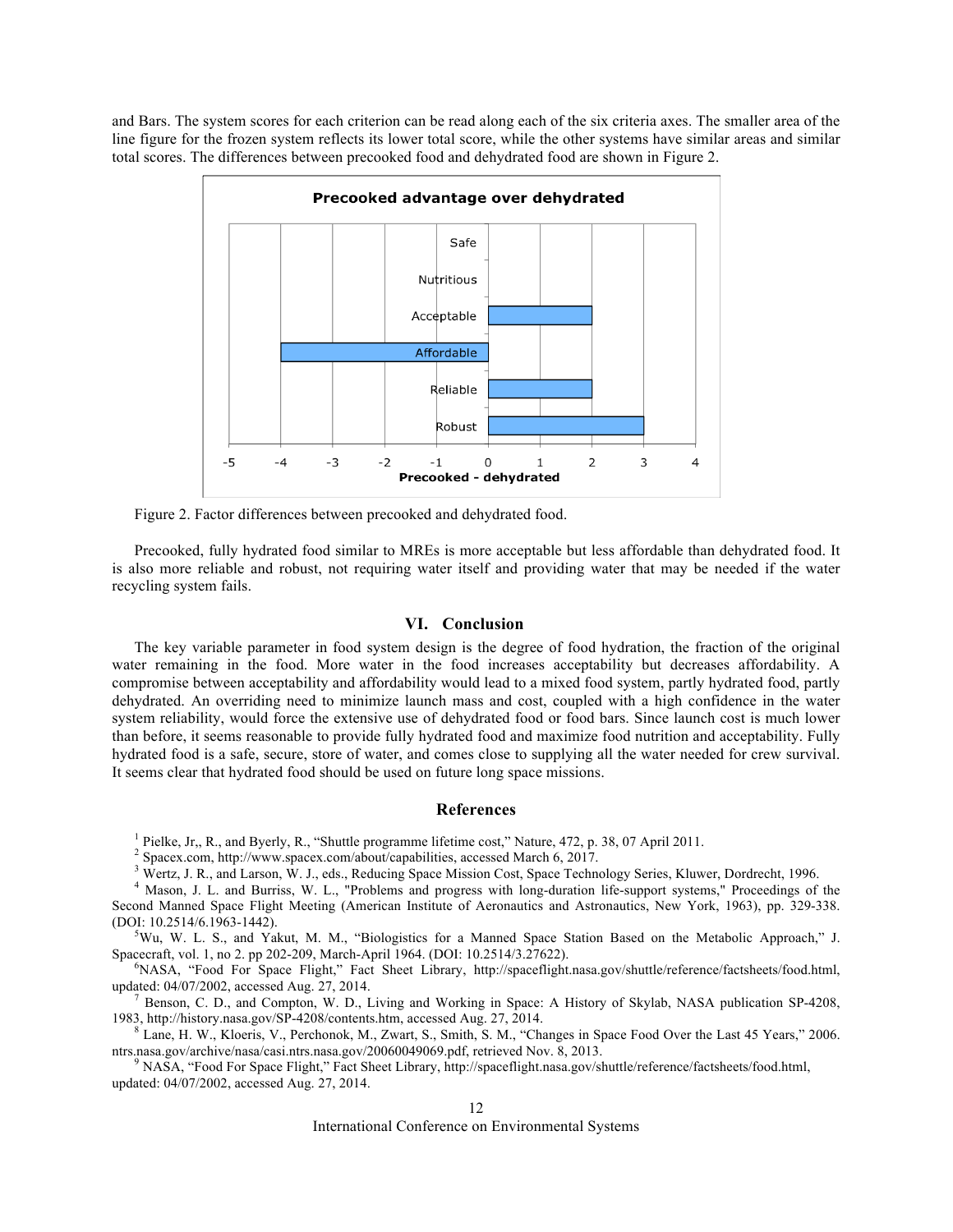and Bars. The system scores for each criterion can be read along each of the six criteria axes. The smaller area of the line figure for the frozen system reflects its lower total score, while the other systems have similar areas and similar total scores. The differences between precooked food and dehydrated food are shown in Figure 2.

Figure 2. Factor differences between precooked and dehydrated food.

Precooked, fully hydrated food similar to MREs is more acceptable but less affordable than dehydrated food. It is also more reliable and robust, not requiring water itself and providing water that may be needed if the water recycling system fails.

## VI. Conclusion

The key variable parameter in food system design is the degree of food hydration, the fraction of the original water remaining in the food. More water in the food increases acceptability but decreases affordability. A compromise between acceptability and affordability would lead to a mixed food system, partly hydrated food, partly dehydrated. An overriding need to minimize launch mass and cost, coupled with a high confidence in the water system reliability, would force the extensive use of dehydrated food or food bars. Since launch cost is much lower than before, it seems reasonable to provide fully hydrated food and maximize food nutrition and acceptability. Fully hydrated food is a safe, secure, store of water, and comes close to supplying all the water needed for crew survival. It seems clear that hydrated food should be used on future long space missions.

## References

[1] Pielke, Jr,, R., and Byerly, R., "Shuttle programme lifetime cost," Nature, 472, p. 38, 07 April 2011.

[2] Spacex.com, http://www.spacex.com/about/capabilities, accessed March 6, 2017.

[3] Wertz, J. R., and Larson, W. J., eds., Reducing Space Mission Cost, Space Technology Series, Kluwer, Dordrecht, 1996.

[4] Mason, J. L. and Burriss, W. L., "Problems and progress with long-duration life-support systems," Proceedings of the Second Manned Space Flight Meeting (American Institute of Aeronautics and Astronautics, New York, 1963), pp. 329-338. (DOI: 10.2514/6.1963-1442).

[5] Wu, W. L. S., and Yakut, M. M., "Biologistics for a Manned Space Station Based on the Metabolic Approach," J. Spacecraft, vol. 1, no 2. pp 202-209, March-April 1964. (DOI: 10.2514/3.27622).

[6] NASA, "Food For Space Flight," Fact Sheet Library, http://spaceflight.nasa.gov/shuttle/reference/factsheets/food.html, updated: 04/07/2002, accessed Aug. 27, 2014.

[7] Benson, C. D., and Compton, W. D., Living and Working in Space: A History of Skylab, NASA publication SP-4208, 1983, http://history.nasa.gov/SP-4208/contents.htm, accessed Aug. 27, 2014.

[8] Lane, H. W., Kloeris, V., Perchonok, M., Zwart, S., Smith, S. M., "Changes in Space Food Over the Last 45 Years," 2006. ntrs.nasa.gov/archive/nasa/casi.ntrs.nasa.gov/20060049069.pdf, retrieved Nov. 8, 2013.

[9] NASA, "Food For Space Flight," Fact Sheet Library, http://spaceflight.nasa.gov/shuttle/reference/factsheets/food.html, updated: 04/07/2002, accessed Aug. 27, 2014.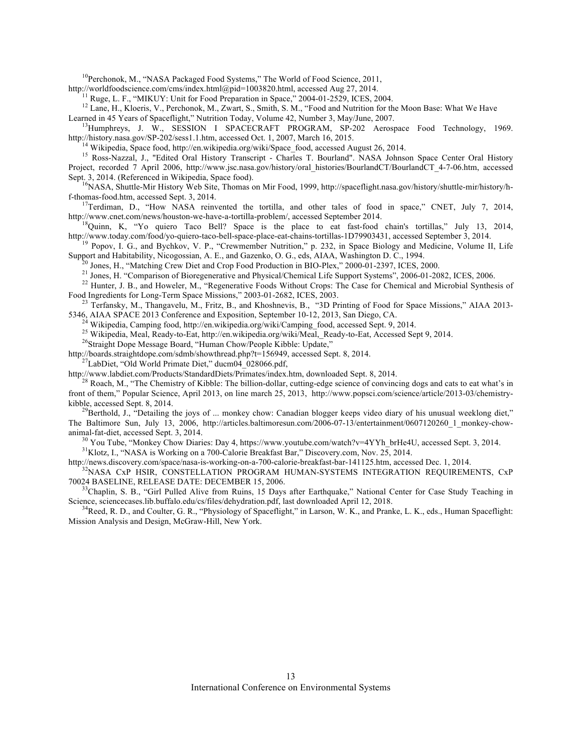[10]Perchonok, M., "NASA Packaged Food Systems," The World of Food Science, 2011, http://worldfoodscience.com/cms/index.html@pid=1003820.html, accessed Aug 27, 2014.

[11] Ruge, L. F., "MIKUY: Unit for Food Preparation in Space," 2004-01-2529, ICES, 2004.

[12] Lane, H., Kloeris, V., Perchonok, M., Zwart, S., Smith, S. M., "Food and Nutrition for the Moon Base: What We Have Learned in 45 Years of Spaceflight," Nutrition Today, Volume 42, Number 3, May/June, 2007.

[13]Humphreys, J. W., SESSION I SPACECRAFT PROGRAM, SP-202 Aerospace Food Technology, 1969. http://history.nasa.gov/SP-202/sess1.1.htm, accessed Oct. 1, 2007, March 16, 2015.

[14] Wikipedia, Space food, http://en.wikipedia.org/wiki/Space_food, accessed August 26, 2014.

[15] Ross-Nazzal, J., "Edited Oral History Transcript - Charles T. Bourland". NASA Johnson Space Center Oral History Project, recorded 7 April 2006, http://www.jsc.nasa.gov/history/oral_histories/BourlandCT/BourlandCT_4-7-06.htm, accessed Sept. 3, 2014. (Referenced in Wikipedia, Space food).

[16]NASA, Shuttle-Mir History Web Site, Thomas on Mir Food, 1999, http://spaceflight.nasa.gov/history/shuttle-mir/history/h-f-thomas-food.htm, accessed Sept. 3, 2014.

[17]Terdiman, D., "How NASA reinvented the tortilla, and other tales of food in space," CNET, July 7, 2014, http://www.cnet.com/news/houston-we-have-a-tortilla-problem/, accessed September 2014.

[18]Quinn, K, "Yo quiero Taco Bell? Space is the place to eat fast-food chain's tortillas," July 13, 2014, http://www.today.com/food/yo-quiero-taco-bell-space-place-eat-chains-tortillas-1D79903431, accessed September 3, 2014.

[19] Popov, I. G., and Bychkov, V. P., "Crewmember Nutrition," p. 232, in Space Biology and Medicine, Volume II, Life Support and Habitability, Nicogossian, A. E., and Gazenko, O. G., eds, AIAA, Washington D. C., 1994.

[20] Jones, H., "Matching Crew Diet and Crop Food Production in BIO-Plex," 2000-01-2397, ICES, 2000.

[21] Jones, H. "Comparison of Bioregenerative and Physical/Chemical Life Support Systems", 2006-01-2082, ICES, 2006.

[22] Hunter, J. B., and Howeler, M., "Regenerative Foods Without Crops: The Case for Chemical and Microbial Synthesis of Food Ingredients for Long-Term Space Missions," 2003-01-2682, ICES, 2003.

[23] Terfansky, M., Thangavelu, M., Fritz, B., and Khoshnevis, B., "3D Printing of Food for Space Missions," AIAA 2013-5346, AIAA SPACE 2013 Conference and Exposition, September 10-12, 2013, San Diego, CA.

[24] Wikipedia, Camping food, http://en.wikipedia.org/wiki/Camping_food, accessed Sept. 9, 2014.

[25] Wikipedia, Meal, Ready-to-Eat, http://en.wikipedia.org/wiki/Meal,_Ready-to-Eat, Accessed Sept 9, 2014.

[26]Straight Dope Message Board, "Human Chow/People Kibble: Update," http://boards.straightdope.com/sdmb/showthread.php?t=156949, accessed Sept. 8, 2014.

[27]LabDiet, "Old World Primate Diet," ducm04_028066.pdf, http://www.labdiet.com/Products/StandardDiets/Primates/index.htm, downloaded Sept. 8, 2014.

[28] Roach, M., "The Chemistry of Kibble: The billion-dollar, cutting-edge science of convincing dogs and cats to eat what's in front of them," Popular Science, April 2013, on line march 25, 2013, http://www.popsci.com/science/article/2013-03/chemistry-kibble, accessed Sept. 8, 2014.

[29]Berthold, J., "Detailing the joys of ... monkey chow: Canadian blogger keeps video diary of his unusual weeklong diet," The Baltimore Sun, July 13, 2006, http://articles.baltimoresun.com/2006-07-13/entertainment/0607120260_1_monkey-chow-animal-fat-diet, accessed Sept. 3, 2014.

[30] You Tube, "Monkey Chow Diaries: Day 4, https://www.youtube.com/watch?v=4YYh_brHe4U, accessed Sept. 3, 2014.

[31]Klotz, I., "NASA is Working on a 700-Calorie Breakfast Bar," Discovery.com, Nov. 25, 2014. http://news.discovery.com/space/nasa-is-working-on-a-700-calorie-breakfast-bar-141125.htm, accessed Dec. 1, 2014.

[32]NASA CxP HSIR, CONSTELLATION PROGRAM HUMAN-SYSTEMS INTEGRATION REQUIREMENTS, CxP 70024 BASELINE, RELEASE DATE: DECEMBER 15, 2006.

[33]Chaplin, S. B., "Girl Pulled Alive from Ruins, 15 Days after Earthquake," National Center for Case Study Teaching in Science, sciencecases.lib.buffalo.edu/cs/files/dehydration.pdf, last downloaded April 12, 2018.

[34]Reed, R. D., and Coulter, G. R., "Physiology of Spaceflight," in Larson, W. K., and Pranke, L. K., eds., Human Spaceflight: Mission Analysis and Design, McGraw-Hill, New York.